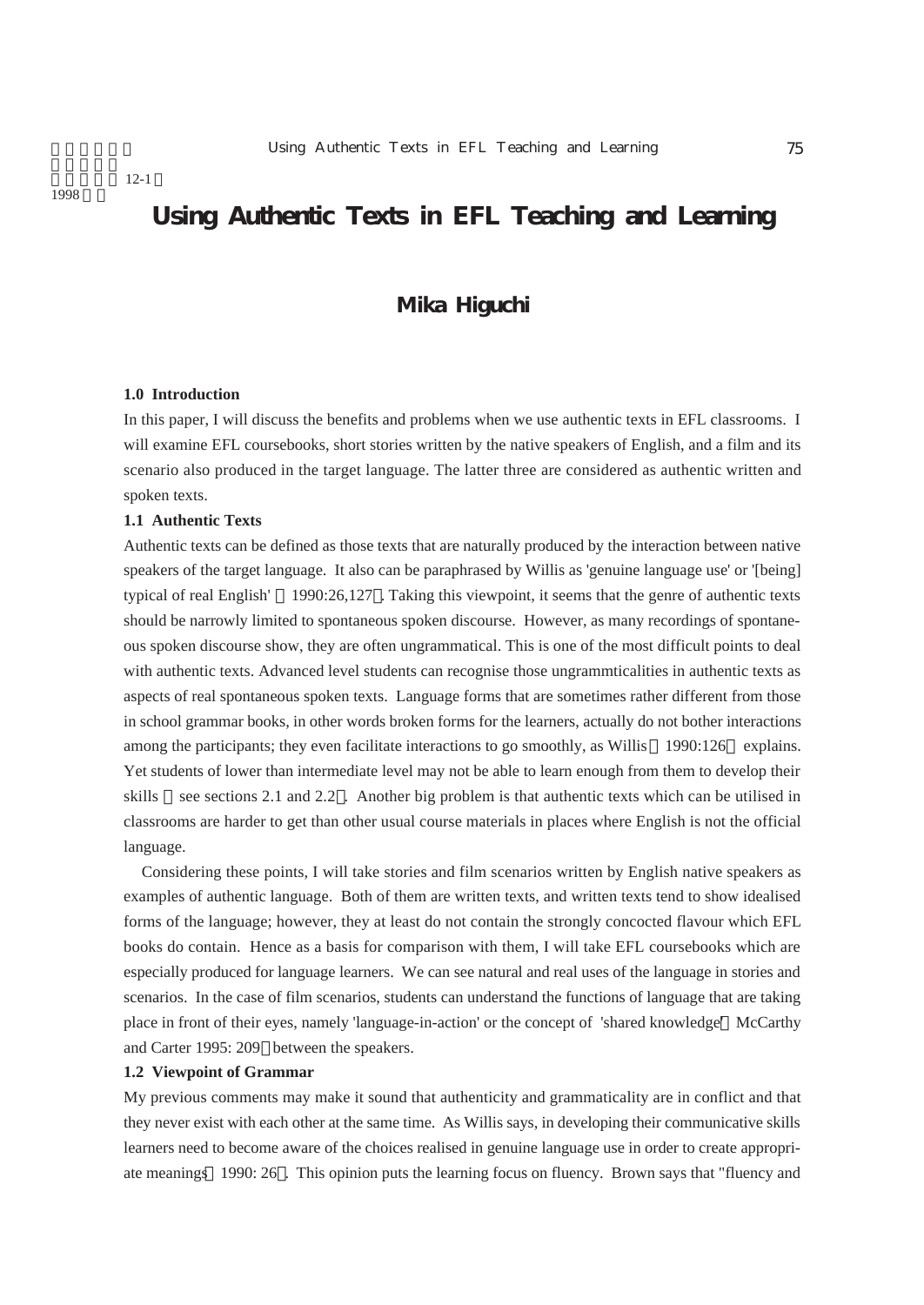# Using Authentic Texts in EFL Teaching and Learning

## Mika Higuchi

### 1.0 Introduction

In this paper, I will discuss the benefits and problems when we use authentic texts in EFL classrooms. I will examine EFL coursebooks, short stories written by the native speakers of English, and a film and its scenario also produced in the target language. The latter three are considered as authentic written and spoken texts.

### 1.1 Authentic Texts

Authentic texts can be defined as those texts that are naturally produced by the interaction between native speakers of the target language. It also can be paraphrased by Willis as 'genuine language use' or '[being] typical of real English' （1990:26,127）. Taking this viewpoint, it seems that the genre of authentic texts should be narrowly limited to spontaneous spoken discourse. However, as many recordings of spontaneous spoken discourse show, they are often ungrammatical. This is one of the most difficult points to deal with authentic texts. Advanced level students can recognise those ungrammticalities in authentic texts as aspects of real spontaneous spoken texts. Language forms that are sometimes rather different from those in school grammar books, in other words broken forms for the learners, actually do not bother interactions among the participants; they even facilitate interactions to go smoothly, as Willis （1990:126） explains. Yet students of lower than intermediate level may not be able to learn enough from them to develop their skills （see sections 2.1 and 2.2）. Another big problem is that authentic texts which can be utilised in classrooms are harder to get than other usual course materials in places where English is not the official language.

Considering these points, I will take stories and film scenarios written by English native speakers as examples of authentic language. Both of them are written texts, and written texts tend to show idealised forms of the language; however, they at least do not contain the strongly concocted flavour which EFL books do contain. Hence as a basis for comparison with them, I will take EFL coursebooks which are especially produced for language learners. We can see natural and real uses of the language in stories and scenarios. In the case of film scenarios, students can understand the functions of language that are taking place in front of their eyes, namely 'language-in-action' or the concept of 'shared knowledge' （McCarthy and Carter 1995: 209） between the speakers.

### 1.2 Viewpoint of Grammar

My previous comments may make it sound that authenticity and grammaticality are in conflict and that they never exist with each other at the same time. As Willis says, in developing their communicative skills learners need to become aware of the choices realised in genuine language use in order to create appropriate meanings （1990: 26）. This opinion puts the learning focus on fluency. Brown says that "fluency and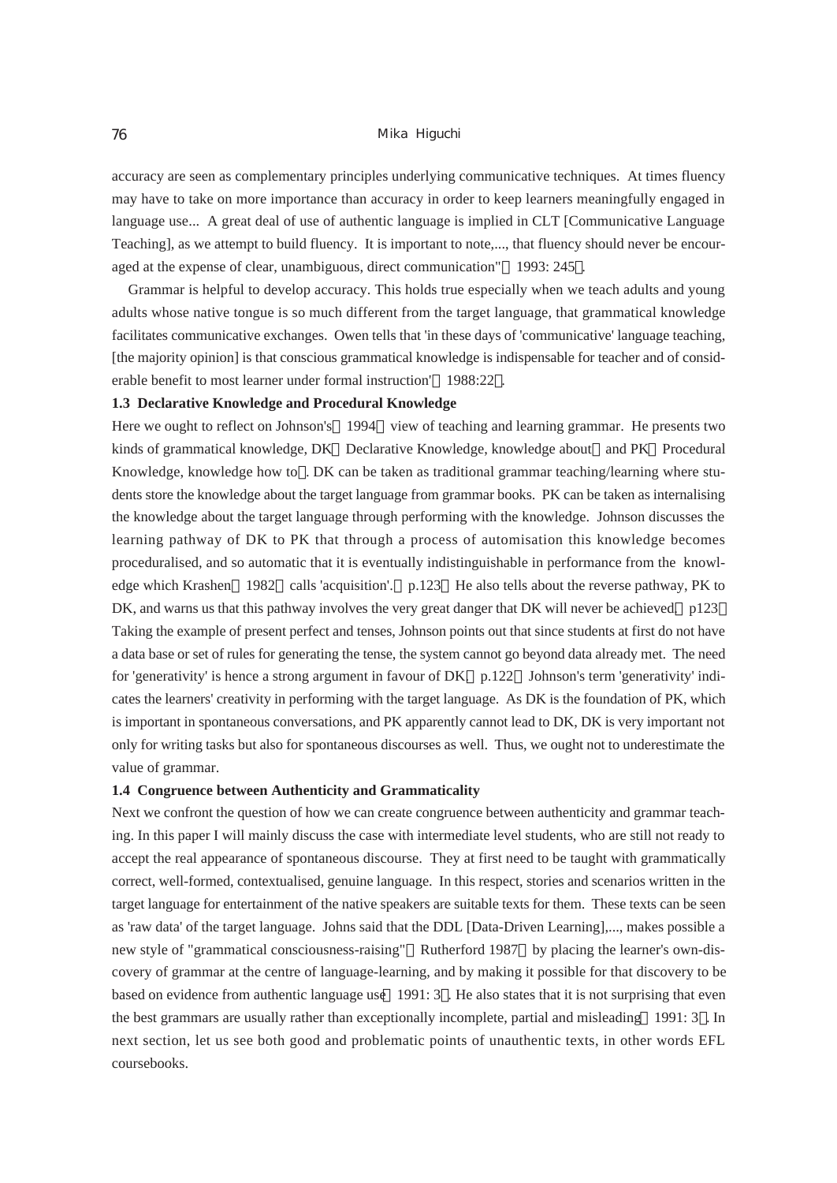accuracy are seen as complementary principles underlying communicative techniques. At times fluency may have to take on more importance than accuracy in order to keep learners meaningfully engaged in language use... A great deal of use of authentic language is implied in CLT [Communicative Language Teaching], as we attempt to build fluency. It is important to note,..., that fluency should never be encouraged at the expense of clear, unambiguous, direct communication" (1993: 245).

Grammar is helpful to develop accuracy. This holds true especially when we teach adults and young adults whose native tongue is so much different from the target language, that grammatical knowledge facilitates communicative exchanges. Owen tells that 'in these days of 'communicative' language teaching, [the majority opinion] is that conscious grammatical knowledge is indispensable for teacher and of considerable benefit to most learner under formal instruction' (1988:22).

**1.3 Declarative Knowledge and Procedural Knowledge**

Here we ought to reflect on Johnson's (1994) view of teaching and learning grammar. He presents two kinds of grammatical knowledge, DK (Declarative Knowledge, knowledge about) and PK (Procedural Knowledge, knowledge how to). DK can be taken as traditional grammar teaching/learning where students store the knowledge about the target language from grammar books. PK can be taken as internalising the knowledge about the target language through performing with the knowledge. Johnson discusses the learning pathway of DK to PK that through a process of automisation this knowledge becomes proceduralised, and so automatic that it is eventually indistinguishable in performance from the knowledge which Krashen (1982) calls 'acquisition'. (p.123) He also tells about the reverse pathway, PK to DK, and warns us that this pathway involves the very great danger that DK will never be achieved (p123). Taking the example of present perfect and tenses, Johnson points out that since students at first do not have a data base or set of rules for generating the tense, the system cannot go beyond data already met. The need for 'generativity' is hence a strong argument in favour of DK (p.122) Johnson's term 'generativity' indicates the learners' creativity in performing with the target language. As DK is the foundation of PK, which is important in spontaneous conversations, and PK apparently cannot lead to DK, DK is very important not only for writing tasks but also for spontaneous discourses as well. Thus, we ought not to underestimate the value of grammar.

**1.4 Congruence between Authenticity and Grammaticality**

Next we confront the question of how we can create congruence between authenticity and grammar teaching. In this paper I will mainly discuss the case with intermediate level students, who are still not ready to accept the real appearance of spontaneous discourse. They at first need to be taught with grammatically correct, well-formed, contextualised, genuine language. In this respect, stories and scenarios written in the target language for entertainment of the native speakers are suitable texts for them. These texts can be seen as 'raw data' of the target language. Johns said that the DDL [Data-Driven Learning],..., makes possible a new style of "grammatical consciousness-raising" (Rutherford 1987) by placing the learner's own-discovery of grammar at the centre of language-learning, and by making it possible for that discovery to be based on evidence from authentic language use (1991: 3). He also states that it is not surprising that even the best grammars are usually rather than exceptionally incomplete, partial and misleading (1991: 3). In next section, let us see both good and problematic points of unauthentic texts, in other words EFL coursebooks.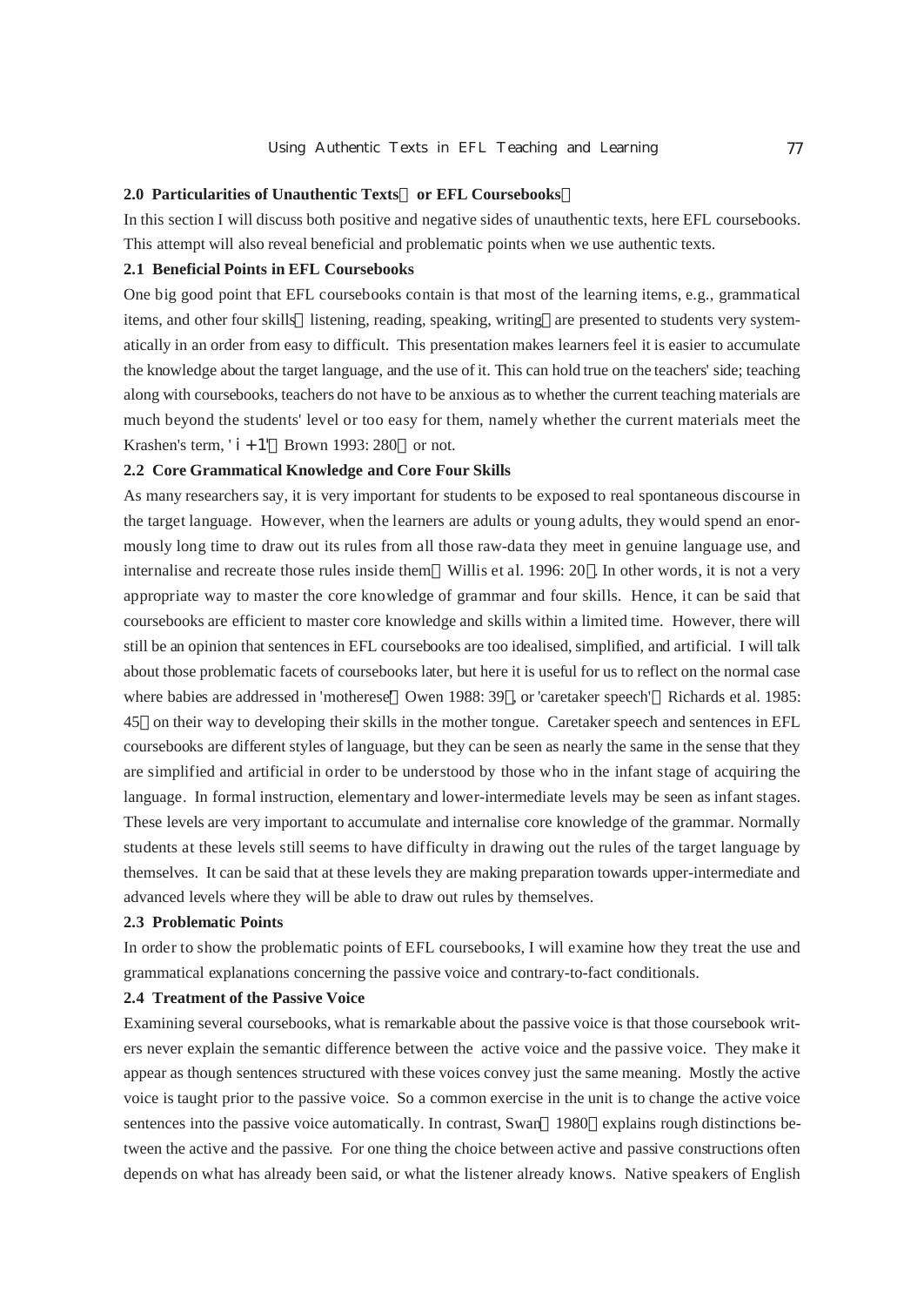## 2.0 Particularities of Unauthentic Texts (or EFL Coursebooks)

In this section I will discuss both positive and negative sides of unauthentic texts, here EFL coursebooks. This attempt will also reveal beneficial and problematic points when we use authentic texts.

### 2.1 Beneficial Points in EFL Coursebooks

One big good point that EFL coursebooks contain is that most of the learning items, e.g., grammatical items, and other four skills (listening, reading, speaking, writing) are presented to students very systematically in an order from easy to difficult. This presentation makes learners feel it is easier to accumulate the knowledge about the target language, and the use of it. This can hold true on the teachers' side; teaching along with coursebooks, teachers do not have to be anxious as to whether the current teaching materials are much beyond the students' level or too easy for them, namely whether the current materials meet the Krashen's term, 'i + 1' (Brown 1993: 280) or not.

### 2.2 Core Grammatical Knowledge and Core Four Skills

As many researchers say, it is very important for students to be exposed to real spontaneous discourse in the target language. However, when the learners are adults or young adults, they would spend an enormously long time to draw out its rules from all those raw-data they meet in genuine language use, and internalise and recreate those rules inside them (Willis et al. 1996: 20). In other words, it is not a very appropriate way to master the core knowledge of grammar and four skills. Hence, it can be said that coursebooks are efficient to master core knowledge and skills within a limited time. However, there will still be an opinion that sentences in EFL coursebooks are too idealised, simplified, and artificial. I will talk about those problematic facets of coursebooks later, but here it is useful for us to reflect on the normal case where babies are addressed in 'motherese' (Owen 1988: 39), or 'caretaker speech' (Richards et al. 1985: 45) on their way to developing their skills in the mother tongue. Caretaker speech and sentences in EFL coursebooks are different styles of language, but they can be seen as nearly the same in the sense that they are simplified and artificial in order to be understood by those who in the infant stage of acquiring the language. In formal instruction, elementary and lower-intermediate levels may be seen as infant stages. These levels are very important to accumulate and internalise core knowledge of the grammar. Normally students at these levels still seems to have difficulty in drawing out the rules of the target language by themselves. It can be said that at these levels they are making preparation towards upper-intermediate and advanced levels where they will be able to draw out rules by themselves.

### 2.3 Problematic Points

In order to show the problematic points of EFL coursebooks, I will examine how they treat the use and grammatical explanations concerning the passive voice and contrary-to-fact conditionals.

### 2.4 Treatment of the Passive Voice

Examining several coursebooks, what is remarkable about the passive voice is that those coursebook writers never explain the semantic difference between the active voice and the passive voice. They make it appear as though sentences structured with these voices convey just the same meaning. Mostly the active voice is taught prior to the passive voice. So a common exercise in the unit is to change the active voice sentences into the passive voice automatically. In contrast, Swan (1980) explains rough distinctions between the active and the passive. For one thing the choice between active and passive constructions often depends on what has already been said, or what the listener already knows. Native speakers of English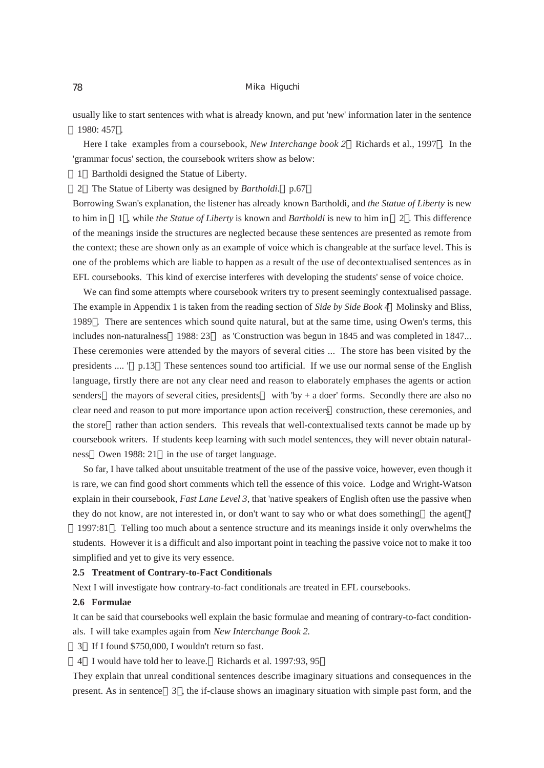usually like to start sentences with what is already known, and put 'new' information later in the sentence (1980: 457).

Here I take examples from a coursebook, *New Interchange book 2* (Richards et al., 1997). In the 'grammar focus' section, the coursebook writers show as below:

(1) Bartholdi designed the Statue of Liberty.

(2) The Statue of Liberty was designed by *Bartholdi*. (p.67)

Borrowing Swan's explanation, the listener has already known Bartholdi, and *the Statue of Liberty* is new to him in (1), while *the Statue of Liberty* is known and *Bartholdi* is new to him in (2). This difference of the meanings inside the structures are neglected because these sentences are presented as remote from the context; these are shown only as an example of voice which is changeable at the surface level. This is one of the problems which are liable to happen as a result of the use of decontextualised sentences as in EFL coursebooks. This kind of exercise interferes with developing the students' sense of voice choice.

We can find some attempts where coursebook writers try to present seemingly contextualised passage. The example in Appendix 1 is taken from the reading section of *Side by Side Book 4* (Molinsky and Bliss, 1989). There are sentences which sound quite natural, but at the same time, using Owen's terms, this includes non-naturalness (1988: 23) as 'Construction was begun in 1845 and was completed in 1847... These ceremonies were attended by the mayors of several cities ... The store has been visited by the presidents .... ' (p.13) These sentences sound too artificial. If we use our normal sense of the English language, firstly there are not any clear need and reason to elaborately emphases the agents or action senders (the mayors of several cities, presidents) with 'by + a doer' forms. Secondly there are also no clear need and reason to put more importance upon action receivers (construction, these ceremonies, and the store) rather than action senders. This reveals that well-contextualised texts cannot be made up by coursebook writers. If students keep learning with such model sentences, they will never obtain naturalness (Owen 1988: 21) in the use of target language.

So far, I have talked about unsuitable treatment of the use of the passive voice, however, even though it is rare, we can find good short comments which tell the essence of this voice. Lodge and Wright-Watson explain in their coursebook, *Fast Lane Level 3*, that 'native speakers of English often use the passive when they do not know, are not interested in, or don't want to say who or what does something (the agent)' (1997:81). Telling too much about a sentence structure and its meanings inside it only overwhelms the students. However it is a difficult and also important point in teaching the passive voice not to make it too simplified and yet to give its very essence.

### 2.5 Treatment of Contrary-to-Fact Conditionals

Next I will investigate how contrary-to-fact conditionals are treated in EFL coursebooks.

### 2.6 Formulae

It can be said that coursebooks well explain the basic formulae and meaning of contrary-to-fact conditionals. I will take examples again from *New Interchange Book 2.*

(3) If I found $750,000, I wouldn't return so fast.

(4) I would have told her to leave. (Richards et al. 1997:93, 95)

They explain that unreal conditional sentences describe imaginary situations and consequences in the present. As in sentence (3), the if-clause shows an imaginary situation with simple past form, and the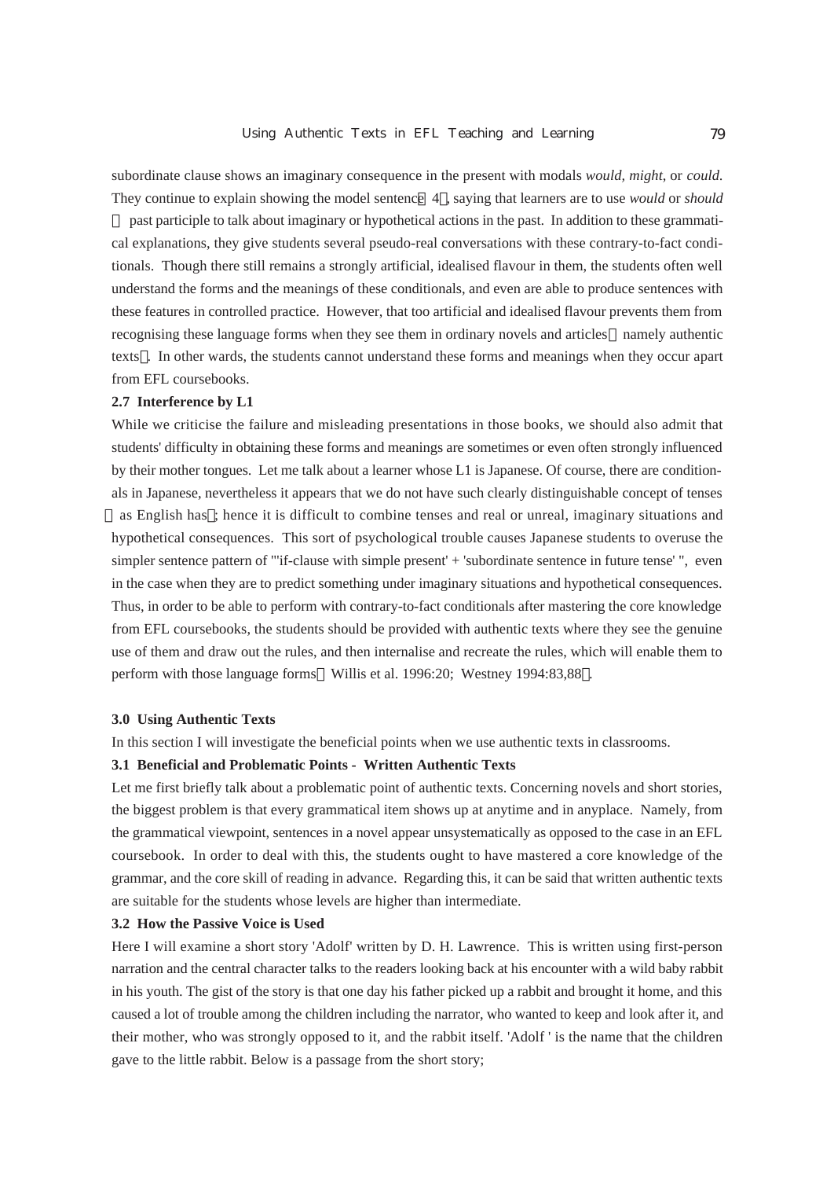subordinate clause shows an imaginary consequence in the present with modals *would*, *might*, or *could*. They continue to explain showing the model sentence（4）, saying that learners are to use *would* or *should* ＋ past participle to talk about imaginary or hypothetical actions in the past. In addition to these grammatical explanations, they give students several pseudo-real conversations with these contrary-to-fact conditionals. Though there still remains a strongly artificial, idealised flavour in them, the students often well understand the forms and the meanings of these conditionals, and even are able to produce sentences with these features in controlled practice. However, that too artificial and idealised flavour prevents them from recognising these language forms when they see them in ordinary novels and articles（namely authentic texts）. In other wards, the students cannot understand these forms and meanings when they occur apart from EFL coursebooks.

### 2.7 Interference by L1

While we criticise the failure and misleading presentations in those books, we should also admit that students' difficulty in obtaining these forms and meanings are sometimes or even often strongly influenced by their mother tongues. Let me talk about a learner whose L1 is Japanese. Of course, there are conditionals in Japanese, nevertheless it appears that we do not have such clearly distinguishable concept of tenses（as English has）; hence it is difficult to combine tenses and real or unreal, imaginary situations and hypothetical consequences. This sort of psychological trouble causes Japanese students to overuse the simpler sentence pattern of "'if-clause with simple present' + 'subordinate sentence in future tense' ", even in the case when they are to predict something under imaginary situations and hypothetical consequences. Thus, in order to be able to perform with contrary-to-fact conditionals after mastering the core knowledge from EFL coursebooks, the students should be provided with authentic texts where they see the genuine use of them and draw out the rules, and then internalise and recreate the rules, which will enable them to perform with those language forms（Willis et al. 1996:20; Westney 1994:83,88）.

## 3.0 Using Authentic Texts

In this section I will investigate the beneficial points when we use authentic texts in classrooms.

### 3.1 Beneficial and Problematic Points - Written Authentic Texts

Let me first briefly talk about a problematic point of authentic texts. Concerning novels and short stories, the biggest problem is that every grammatical item shows up at anytime and in anyplace. Namely, from the grammatical viewpoint, sentences in a novel appear unsystematically as opposed to the case in an EFL coursebook. In order to deal with this, the students ought to have mastered a core knowledge of the grammar, and the core skill of reading in advance. Regarding this, it can be said that written authentic texts are suitable for the students whose levels are higher than intermediate.

### 3.2 How the Passive Voice is Used

Here I will examine a short story 'Adolf' written by D. H. Lawrence. This is written using first-person narration and the central character talks to the readers looking back at his encounter with a wild baby rabbit in his youth. The gist of the story is that one day his father picked up a rabbit and brought it home, and this caused a lot of trouble among the children including the narrator, who wanted to keep and look after it, and their mother, who was strongly opposed to it, and the rabbit itself. 'Adolf ' is the name that the children gave to the little rabbit. Below is a passage from the short story;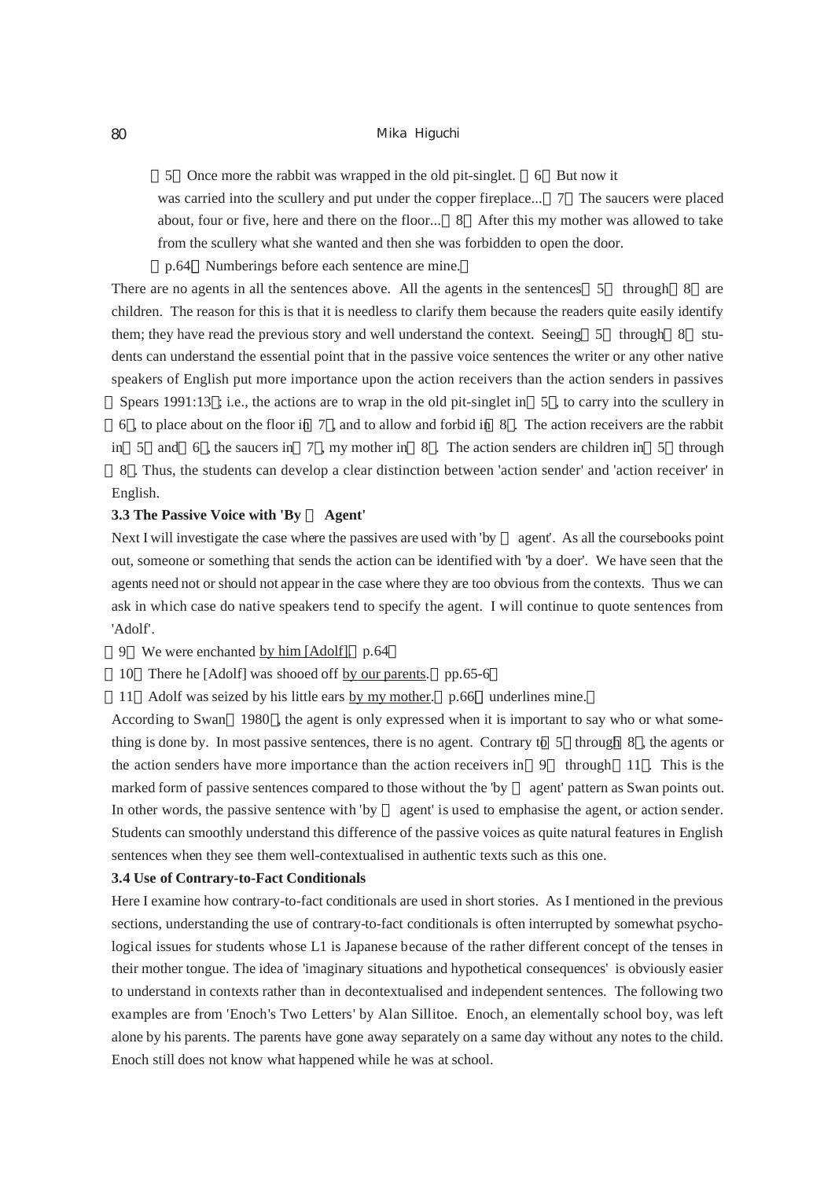(5) Once more the rabbit was wrapped in the old pit-singlet. (6) But now it was carried into the scullery and put under the copper fireplace... (7) The saucers were placed about, four or five, here and there on the floor... (8) After this my mother was allowed to take from the scullery what she wanted and then she was forbidden to open the door.

(p.64 Numberings before each sentence are mine.)

There are no agents in all the sentences above. All the agents in the sentences (5) through (8) are children. The reason for this is that it is needless to clarify them because the readers quite easily identify them; they have read the previous story and well understand the context. Seeing (5) through (8) students can understand the essential point that in the passive voice sentences the writer or any other native speakers of English put more importance upon the action receivers than the action senders in passives (Spears 1991:13); i.e., the actions are to wrap in the old pit-singlet in (5), to carry into the scullery in (6), to place about on the floor in (7), and to allow and forbid in (8). The action receivers are the rabbit in (5) and (6), the saucers in (7), my mother in (8). The action senders are children in (5) through (8). Thus, the students can develop a clear distinction between 'action sender' and 'action receiver' in English.

**3.3 The Passive Voice with 'By + Agent'**

Next I will investigate the case where the passives are used with 'by + agent'. As all the coursebooks point out, someone or something that sends the action can be identified with 'by a doer'. We have seen that the agents need not or should not appear in the case where they are too obvious from the contexts. Thus we can ask in which case do native speakers tend to specify the agent. I will continue to quote sentences from 'Adolf'.

(9) We were enchanted by him [Adolf]. (p.64)

(10) There he [Adolf] was shooed off by our parents. (pp.65-6)

(11) Adolf was seized by his little ears by my mother. (p.66 underlines mine.)

According to Swan (1980), the agent is only expressed when it is important to say who or what something is done by. In most passive sentences, there is no agent. Contrary to (5) through (8), the agents or the action senders have more importance than the action receivers in (9) through (11). This is the marked form of passive sentences compared to those without the 'by + agent' pattern as Swan points out. In other words, the passive sentence with 'by + agent' is used to emphasise the agent, or action sender. Students can smoothly understand this difference of the passive voices as quite natural features in English sentences when they see them well-contextualised in authentic texts such as this one.

**3.4 Use of Contrary-to-Fact Conditionals**

Here I examine how contrary-to-fact conditionals are used in short stories. As I mentioned in the previous sections, understanding the use of contrary-to-fact conditionals is often interrupted by somewhat psychological issues for students whose L1 is Japanese because of the rather different concept of the tenses in their mother tongue. The idea of 'imaginary situations and hypothetical consequences' is obviously easier to understand in contexts rather than in decontextualised and independent sentences. The following two examples are from 'Enoch's Two Letters' by Alan Sillitoe. Enoch, an elementally school boy, was left alone by his parents. The parents have gone away separately on a same day without any notes to the child. Enoch still does not know what happened while he was at school.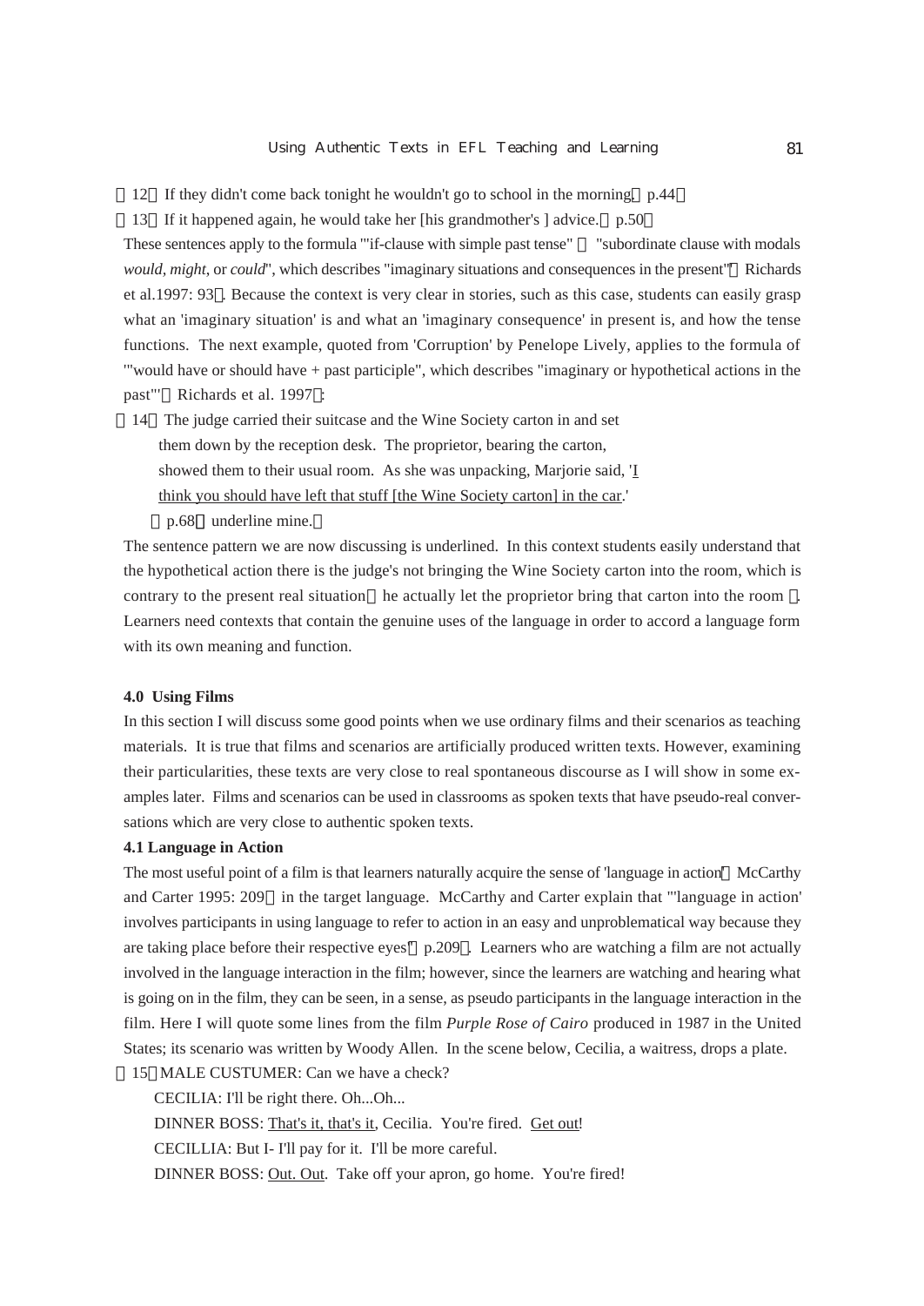(12) If they didn't come back tonight he wouldn't go to school in the morning. (p.44)

(13) If it happened again, he would take her [his grandmother's ] advice. (p.50)

These sentences apply to the formula "'if-clause with simple past tense" + "subordinate clause with modals *would, might,* or *could*", which describes "imaginary situations and consequences in the present'" (Richards et al.1997: 93). Because the context is very clear in stories, such as this case, students can easily grasp what an 'imaginary situation' is and what an 'imaginary consequence' in present is, and how the tense functions. The next example, quoted from 'Corruption' by Penelope Lively, applies to the formula of "'would have or should have + past participle", which describes "imaginary or hypothetical actions in the past'" (Richards et al. 1997):

(14) The judge carried their suitcase and the Wine Society carton in and set them down by the reception desk. The proprietor, bearing the carton, showed them to their usual room. As she was unpacking, Marjorie said, '<u>I think you should have left that stuff [the Wine Society carton] in the car</u>.'

(p.68, underline mine.)

The sentence pattern we are now discussing is underlined. In this context students easily understand that the hypothetical action there is the judge's not bringing the Wine Society carton into the room, which is contrary to the present real situation (he actually let the proprietor bring that carton into the room). Learners need contexts that contain the genuine uses of the language in order to accord a language form with its own meaning and function.

### 4.0 Using Films

In this section I will discuss some good points when we use ordinary films and their scenarios as teaching materials. It is true that films and scenarios are artificially produced written texts. However, examining their particularities, these texts are very close to real spontaneous discourse as I will show in some examples later. Films and scenarios can be used in classrooms as spoken texts that have pseudo-real conversations which are very close to authentic spoken texts.

#### 4.1 Language in Action

The most useful point of a film is that learners naturally acquire the sense of 'language in action' (McCarthy and Carter 1995: 209) in the target language. McCarthy and Carter explain that "'language in action' involves participants in using language to refer to action in an easy and unproblematical way because they are taking place before their respective eyes" (p.209). Learners who are watching a film are not actually involved in the language interaction in the film; however, since the learners are watching and hearing what is going on in the film, they can be seen, in a sense, as pseudo participants in the language interaction in the film. Here I will quote some lines from the film *Purple Rose of Cairo* produced in 1987 in the United States; its scenario was written by Woody Allen. In the scene below, Cecilia, a waitress, drops a plate.

(15) MALE CUSTUMER: Can we have a check?

CECILIA: I'll be right there. Oh...Oh...

DINNER BOSS: <u>That's it, that's it</u>, Cecilia. You're fired. <u>Get out</u>!

CECILLIA: But I- I'll pay for it. I'll be more careful.

DINNER BOSS: <u>Out. Out</u>. Take off your apron, go home. You're fired!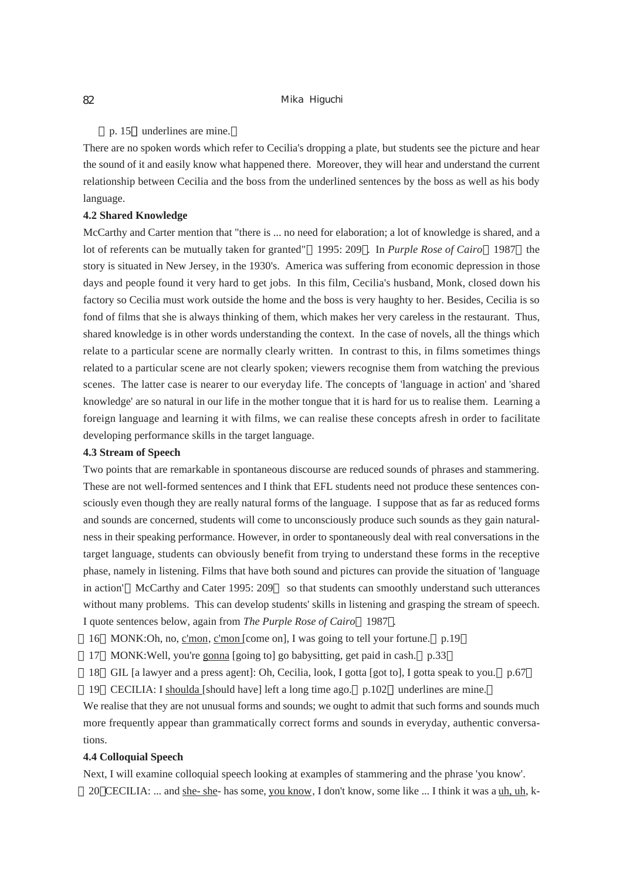（p. 15）underlines are mine.）

There are no spoken words which refer to Cecilia's dropping a plate, but students see the picture and hear the sound of it and easily know what happened there. Moreover, they will hear and understand the current relationship between Cecilia and the boss from the underlined sentences by the boss as well as his body language.

**4.2 Shared Knowledge**

McCarthy and Carter mention that "there is ... no need for elaboration; a lot of knowledge is shared, and a lot of referents can be mutually taken for granted"（1995: 209）. In *Purple Rose of Cairo*（1987）the story is situated in New Jersey, in the 1930's. America was suffering from economic depression in those days and people found it very hard to get jobs. In this film, Cecilia's husband, Monk, closed down his factory so Cecilia must work outside the home and the boss is very haughty to her. Besides, Cecilia is so fond of films that she is always thinking of them, which makes her very careless in the restaurant. Thus, shared knowledge is in other words understanding the context. In the case of novels, all the things which relate to a particular scene are normally clearly written. In contrast to this, in films sometimes things related to a particular scene are not clearly spoken; viewers recognise them from watching the previous scenes. The latter case is nearer to our everyday life. The concepts of 'language in action' and 'shared knowledge' are so natural in our life in the mother tongue that it is hard for us to realise them. Learning a foreign language and learning it with films, we can realise these concepts afresh in order to facilitate developing performance skills in the target language.

**4.3 Stream of Speech**

Two points that are remarkable in spontaneous discourse are reduced sounds of phrases and stammering. These are not well-formed sentences and I think that EFL students need not produce these sentences consciously even though they are really natural forms of the language. I suppose that as far as reduced forms and sounds are concerned, students will come to unconsciously produce such sounds as they gain naturalness in their speaking performance. However, in order to spontaneously deal with real conversations in the target language, students can obviously benefit from trying to understand these forms in the receptive phase, namely in listening. Films that have both sound and pictures can provide the situation of 'language in action'（McCarthy and Cater 1995: 209） so that students can smoothly understand such utterances without many problems. This can develop students' skills in listening and grasping the stream of speech. I quote sentences below, again from *The Purple Rose of Cairo*（1987）.

（16）MONK:Oh, no, <u>c'mon</u>, <u>c'mon</u> [come on], I was going to tell your fortune.（p.19）

（17）MONK:Well, you're <u>gonna</u> [going to] go babysitting, get paid in cash.（p.33）

（18）GIL [a lawyer and a press agent]: Oh, Cecilia, look, I gotta [got to], I gotta speak to you.（p.67）

（19）CECILIA: I <u>shoulda</u> [should have] left a long time ago.（p.102）underlines are mine.）

We realise that they are not unusual forms and sounds; we ought to admit that such forms and sounds much more frequently appear than grammatically correct forms and sounds in everyday, authentic conversations.

**4.4 Colloquial Speech**

Next, I will examine colloquial speech looking at examples of stammering and the phrase 'you know'.

（20）CECILIA: ... and <u>she- she</u>- has some, <u>you know</u>, I don't know, some like ... I think it was a <u>uh, uh</u>, k-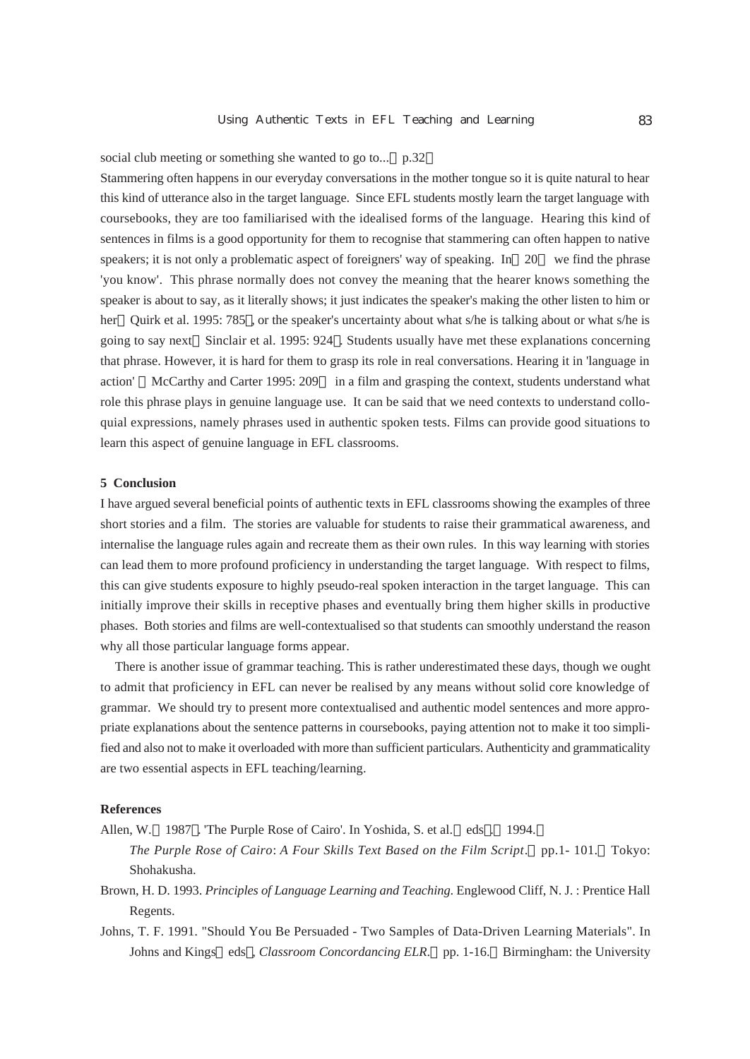social club meeting or something she wanted to go to... (p.32)

Stammering often happens in our everyday conversations in the mother tongue so it is quite natural to hear this kind of utterance also in the target language. Since EFL students mostly learn the target language with coursebooks, they are too familiarised with the idealised forms of the language. Hearing this kind of sentences in films is a good opportunity for them to recognise that stammering can often happen to native speakers; it is not only a problematic aspect of foreigners' way of speaking. In (20) we find the phrase 'you know'. This phrase normally does not convey the meaning that the hearer knows something the speaker is about to say, as it literally shows; it just indicates the speaker's making the other listen to him or her (Quirk et al. 1995: 785), or the speaker's uncertainty about what s/he is talking about or what s/he is going to say next (Sinclair et al. 1995: 924). Students usually have met these explanations concerning that phrase. However, it is hard for them to grasp its role in real conversations. Hearing it in 'language in action' (McCarthy and Carter 1995: 209) in a film and grasping the context, students understand what role this phrase plays in genuine language use. It can be said that we need contexts to understand colloquial expressions, namely phrases used in authentic spoken tests. Films can provide good situations to learn this aspect of genuine language in EFL classrooms.

## 5 Conclusion

I have argued several beneficial points of authentic texts in EFL classrooms showing the examples of three short stories and a film. The stories are valuable for students to raise their grammatical awareness, and internalise the language rules again and recreate them as their own rules. In this way learning with stories can lead them to more profound proficiency in understanding the target language. With respect to films, this can give students exposure to highly pseudo-real spoken interaction in the target language. This can initially improve their skills in receptive phases and eventually bring them higher skills in productive phases. Both stories and films are well-contextualised so that students can smoothly understand the reason why all those particular language forms appear.

There is another issue of grammar teaching. This is rather underestimated these days, though we ought to admit that proficiency in EFL can never be realised by any means without solid core knowledge of grammar. We should try to present more contextualised and authentic model sentences and more appropriate explanations about the sentence patterns in coursebooks, paying attention not to make it too simplified and also not to make it overloaded with more than sufficient particulars. Authenticity and grammaticality are two essential aspects in EFL teaching/learning.

## References

Allen, W. (1987). 'The Purple Rose of Cairo'. In Yoshida, S. et al. (eds.). 1994. *The Purple Rose of Cairo*: *A Four Skills Text Based on the Film Script*. (pp.1- 101.) Tokyo: Shohakusha.

Brown, H. D. 1993. *Principles of Language Learning and Teaching*. Englewood Cliff, N. J. : Prentice Hall Regents.

Johns, T. F. 1991. "Should You Be Persuaded - Two Samples of Data-Driven Learning Materials". In Johns and Kings (eds), *Classroom Concordancing ELR*. (pp. 1-16.) Birmingham: the University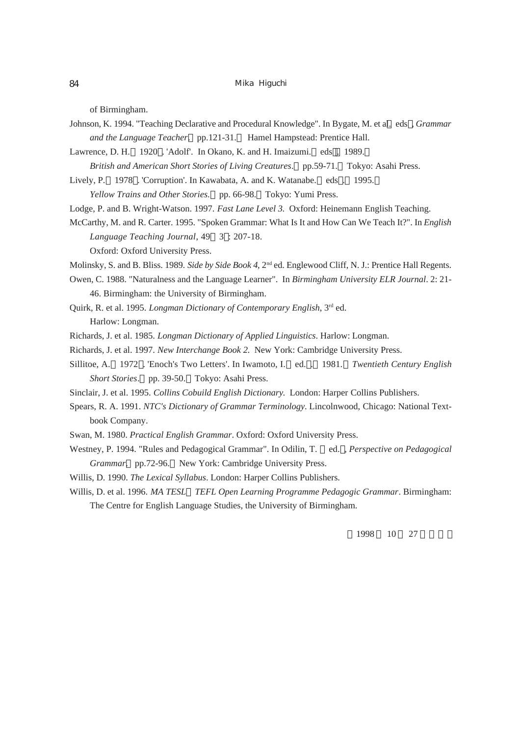of Birmingham.

Johnson, K. 1994. "Teaching Declarative and Procedural Knowledge". In Bygate, M. et al. eds , *Grammar and the Language Teacher* pp.121-31. Hamel Hampstead: Prentice Hall.

Lawrence, D. H. 1920 . 'Adolf'. In Okano, K. and H. Imaizumi. eds . 1989. *British and American Short Stories of Living Creatures*. pp.59-71. Tokyo: Asahi Press.

Lively, P. 1978 . 'Corruption'. In Kawabata, A. and K. Watanabe. eds . 1995. *Yellow Trains and Other Stories*. pp. 66-98. Tokyo: Yumi Press.

Lodge, P. and B. Wright-Watson. 1997. *Fast Lane Level 3.* Oxford: Heinemann English Teaching.

McCarthy, M. and R. Carter. 1995. "Spoken Grammar: What Is It and How Can We Teach It?". In *English Language Teaching Journal*, 49 3 : 207-18. Oxford: Oxford University Press.

Molinsky, S. and B. Bliss. 1989. *Side by Side Book 4*, 2nd ed. Englewood Cliff, N. J.: Prentice Hall Regents.

Owen, C. 1988. "Naturalness and the Language Learner". In *Birmingham University ELR Journal*. 2: 21-46. Birmingham: the University of Birmingham.

Quirk, R. et al. 1995. *Longman Dictionary of Contemporary English*, 3rd ed. Harlow: Longman.

Richards, J. et al. 1985. *Longman Dictionary of Applied Linguistics*. Harlow: Longman.

Richards, J. et al. 1997. *New Interchange Book 2.* New York: Cambridge University Press.

Sillitoe, A. 1972 . 'Enoch's Two Letters'. In Iwamoto, I. ed. . 1981. *Twentieth Century English Short Stories*. pp. 39-50. Tokyo: Asahi Press.

Sinclair, J. et al. 1995. *Collins Cobuild English Dictionary.* London: Harper Collins Publishers.

Spears, R. A. 1991. *NTC's Dictionary of Grammar Terminology*. Lincolnwood, Chicago: National Textbook Company.

Swan, M. 1980. *Practical English Grammar*. Oxford: Oxford University Press.

Westney, P. 1994. "Rules and Pedagogical Grammar". In Odilin, T. ed. , *Perspective on Pedagogical Grammar* pp.72-96. New York: Cambridge University Press.

Willis, D. 1990. *The Lexical Syllabus*. London: Harper Collins Publishers.

Willis, D. et al. 1996. *MA TESL TEFL Open Learning Programme Pedagogic Grammar*. Birmingham: The Centre for English Language Studies, the University of Birmingham.

1998 10 27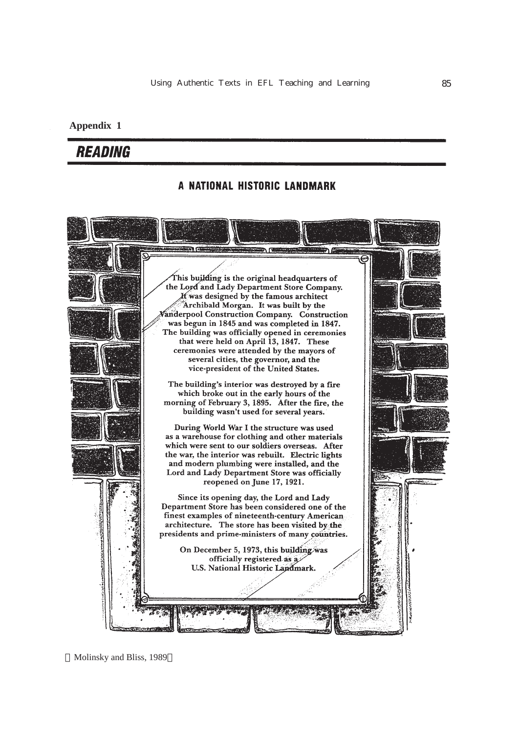**Appendix 1**

## READING

### A NATIONAL HISTORIC LANDMARK

This building is the original headquarters of the Lord and Lady Department Store Company. It was designed by the famous architect Archibald Morgan. It was built by the Vanderpool Construction Company. Construction was begun in 1845 and was completed in 1847. The building was officially opened in ceremonies that were held on April 13, 1847. These ceremonies were attended by the mayors of several cities, the governor, and the vice-president of the United States.

The building's interior was destroyed by a fire which broke out in the early hours of the morning of February 3, 1895. After the fire, the building wasn't used for several years.

During World War I the structure was used as a warehouse for clothing and other materials which were sent to our soldiers overseas. After the war, the interior was rebuilt. Electric lights and modern plumbing were installed, and the Lord and Lady Department Store was officially reopened on June 17, 1921.

Since its opening day, the Lord and Lady Department Store has been considered one of the finest examples of nineteenth-century American architecture. The store has been visited by the presidents and prime-ministers of many countries.

On December 5, 1973, this building was officially registered as a U.S. National Historic Landmark.

（Molinsky and Bliss, 1989）